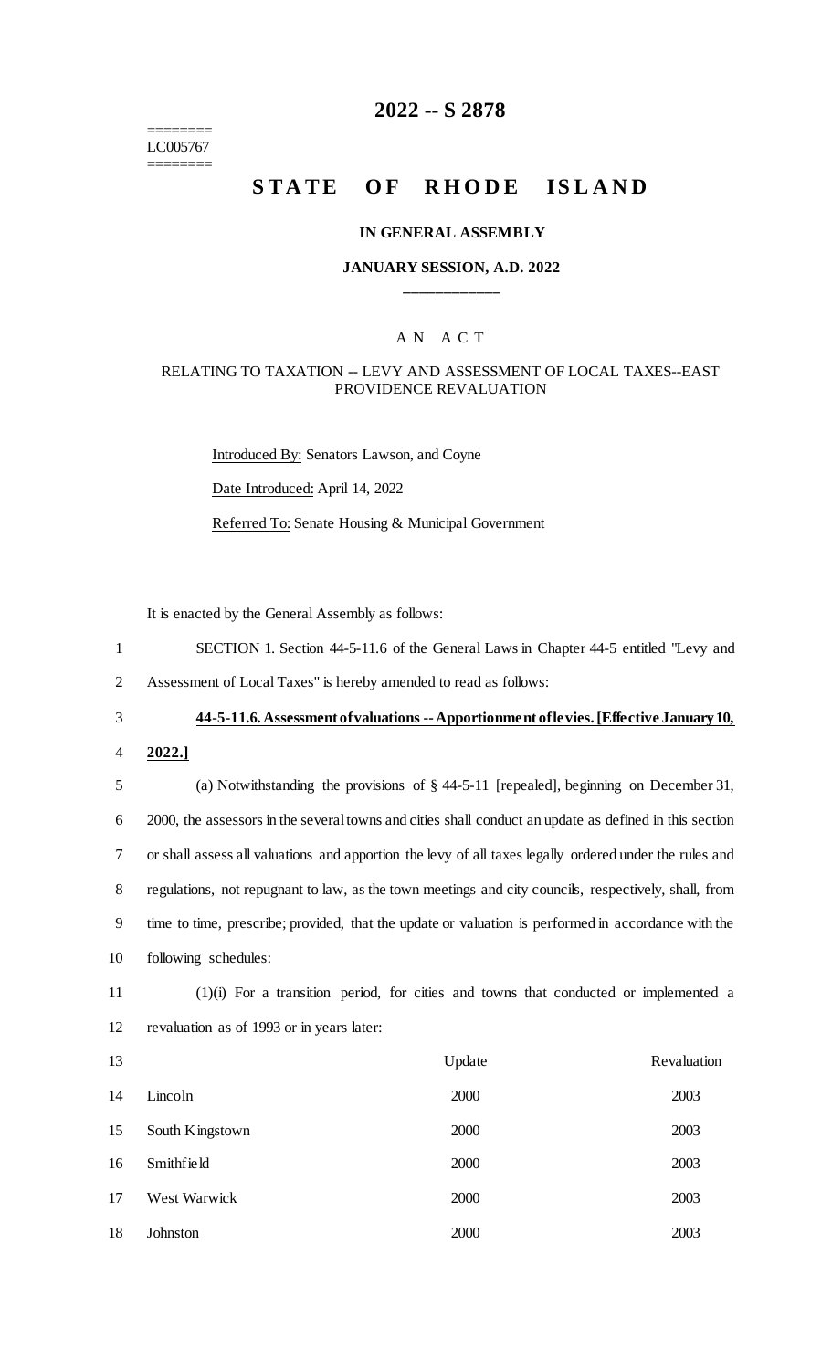========
LC005767
========

# 2022 -- S 2878

# STATE OF RHODE ISLAND

### IN GENERAL ASSEMBLY

### JANUARY SESSION, A.D. 2022

____________

### A N A C T

RELATING TO TAXATION -- LEVY AND ASSESSMENT OF LOCAL TAXES--EAST PROVIDENCE REVALUATION

Introduced By: Senators Lawson, and Coyne

Date Introduced: April 14, 2022

Referred To: Senate Housing & Municipal Government

It is enacted by the General Assembly as follows:

SECTION 1. Section 44-5-11.6 of the General Laws in Chapter 44-5 entitled "Levy and Assessment of Local Taxes" is hereby amended to read as follows:

**44-5-11.6. Assessment of valuations -- Apportionment of levies. [Effective January 10, 2022.]**

(a) Notwithstanding the provisions of § 44-5-11 [repealed], beginning on December 31, 2000, the assessors in the several towns and cities shall conduct an update as defined in this section or shall assess all valuations and apportion the levy of all taxes legally ordered under the rules and regulations, not repugnant to law, as the town meetings and city councils, respectively, shall, from time to time, prescribe; provided, that the update or valuation is performed in accordance with the following schedules:

(1)(i) For a transition period, for cities and towns that conducted or implemented a revaluation as of 1993 or in years later:

| | Update | Revaluation |
|---|---|---|
| Lincoln | 2000 | 2003 |
| South Kingstown | 2000 | 2003 |
| Smithfield | 2000 | 2003 |
| West Warwick | 2000 | 2003 |
| Johnston | 2000 | 2003 |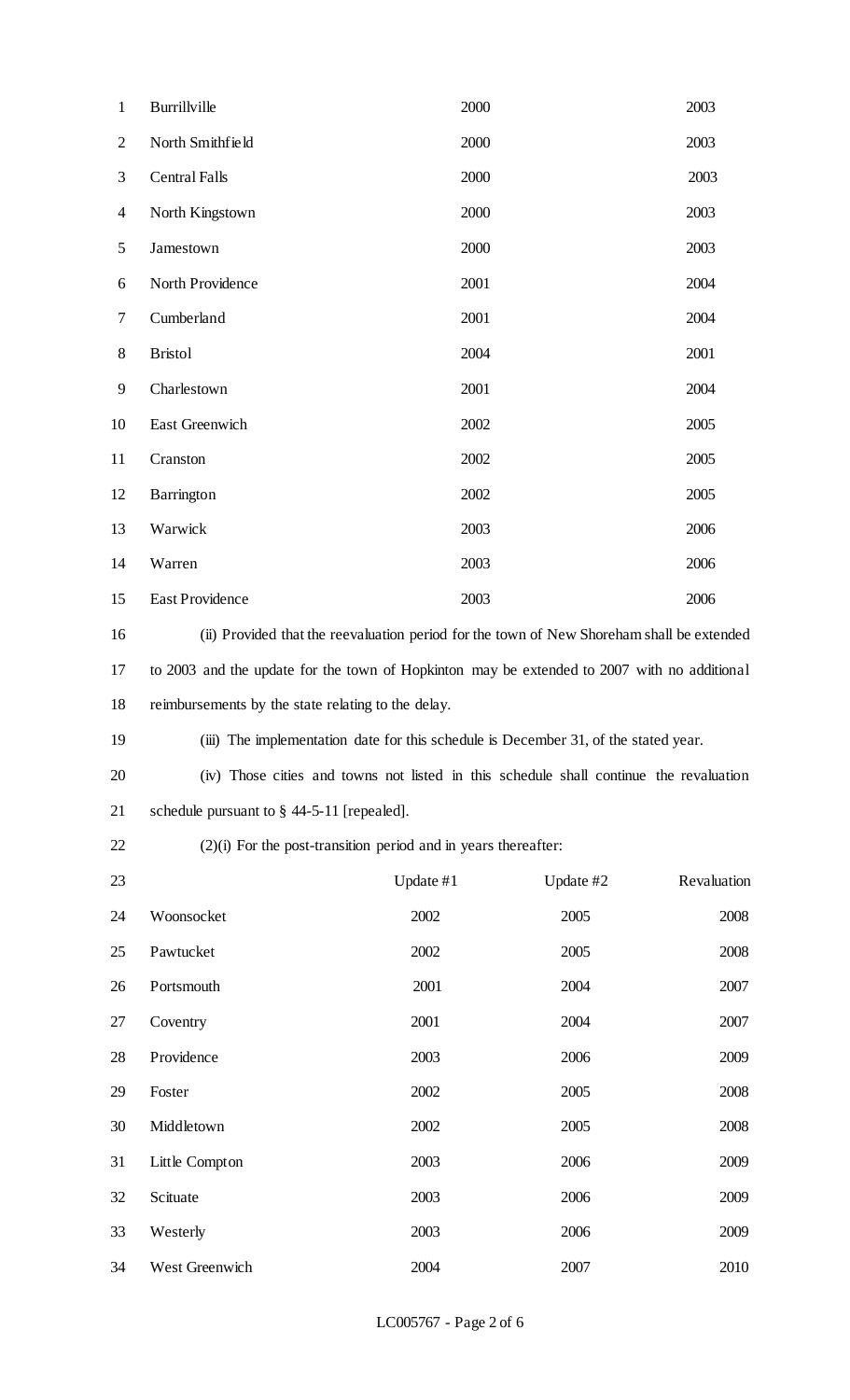| | | |
|---|---|---|
| Burrillville | 2000 | 2003 |
| North Smithfield | 2000 | 2003 |
| Central Falls | 2000 | 2003 |
| North Kingstown | 2000 | 2003 |
| Jamestown | 2000 | 2003 |
| North Providence | 2001 | 2004 |
| Cumberland | 2001 | 2004 |
| Bristol | 2004 | 2001 |
| Charlestown | 2001 | 2004 |
| East Greenwich | 2002 | 2005 |
| Cranston | 2002 | 2005 |
| Barrington | 2002 | 2005 |
| Warwick | 2003 | 2006 |
| Warren | 2003 | 2006 |
| East Providence | 2003 | 2006 |

(ii) Provided that the reevaluation period for the town of New Shoreham shall be extended to 2003 and the update for the town of Hopkinton may be extended to 2007 with no additional reimbursements by the state relating to the delay.

(iii) The implementation date for this schedule is December 31, of the stated year.

(iv) Those cities and towns not listed in this schedule shall continue the revaluation schedule pursuant to § 44-5-11 [repealed].

(2)(i) For the post-transition period and in years thereafter:

| | Update #1 | Update #2 | Revaluation |
|---|---|---|---|
| Woonsocket | 2002 | 2005 | 2008 |
| Pawtucket | 2002 | 2005 | 2008 |
| Portsmouth | 2001 | 2004 | 2007 |
| Coventry | 2001 | 2004 | 2007 |
| Providence | 2003 | 2006 | 2009 |
| Foster | 2002 | 2005 | 2008 |
| Middletown | 2002 | 2005 | 2008 |
| Little Compton | 2003 | 2006 | 2009 |
| Scituate | 2003 | 2006 | 2009 |
| Westerly | 2003 | 2006 | 2009 |
| West Greenwich | 2004 | 2007 | 2010 |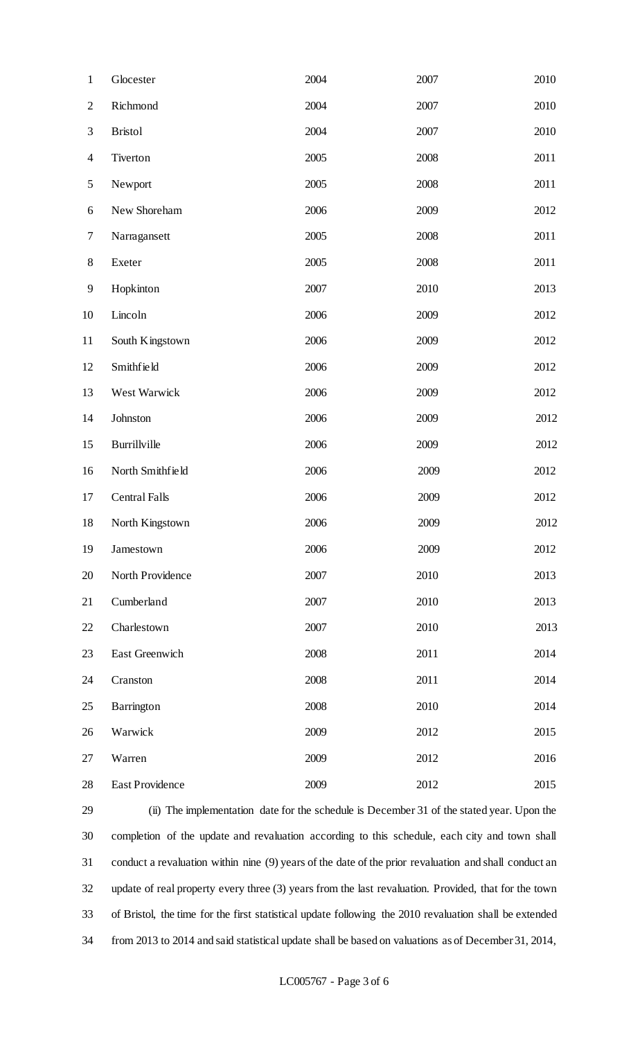| | | | |
|---|---|---|---|
| Glocester | 2004 | 2007 | 2010 |
| Richmond | 2004 | 2007 | 2010 |
| Bristol | 2004 | 2007 | 2010 |
| Tiverton | 2005 | 2008 | 2011 |
| Newport | 2005 | 2008 | 2011 |
| New Shoreham | 2006 | 2009 | 2012 |
| Narragansett | 2005 | 2008 | 2011 |
| Exeter | 2005 | 2008 | 2011 |
| Hopkinton | 2007 | 2010 | 2013 |
| Lincoln | 2006 | 2009 | 2012 |
| South Kingstown | 2006 | 2009 | 2012 |
| Smithfield | 2006 | 2009 | 2012 |
| West Warwick | 2006 | 2009 | 2012 |
| Johnston | 2006 | 2009 | 2012 |
| Burrillville | 2006 | 2009 | 2012 |
| North Smithfield | 2006 | 2009 | 2012 |
| Central Falls | 2006 | 2009 | 2012 |
| North Kingstown | 2006 | 2009 | 2012 |
| Jamestown | 2006 | 2009 | 2012 |
| North Providence | 2007 | 2010 | 2013 |
| Cumberland | 2007 | 2010 | 2013 |
| Charlestown | 2007 | 2010 | 2013 |
| East Greenwich | 2008 | 2011 | 2014 |
| Cranston | 2008 | 2011 | 2014 |
| Barrington | 2008 | 2010 | 2014 |
| Warwick | 2009 | 2012 | 2015 |
| Warren | 2009 | 2012 | 2016 |
| East Providence | 2009 | 2012 | 2015 |

(ii) The implementation date for the schedule is December 31 of the stated year. Upon the completion of the update and revaluation according to this schedule, each city and town shall conduct a revaluation within nine (9) years of the date of the prior revaluation and shall conduct an update of real property every three (3) years from the last revaluation. Provided, that for the town of Bristol, the time for the first statistical update following the 2010 revaluation shall be extended from 2013 to 2014 and said statistical update shall be based on valuations as of December 31, 2014,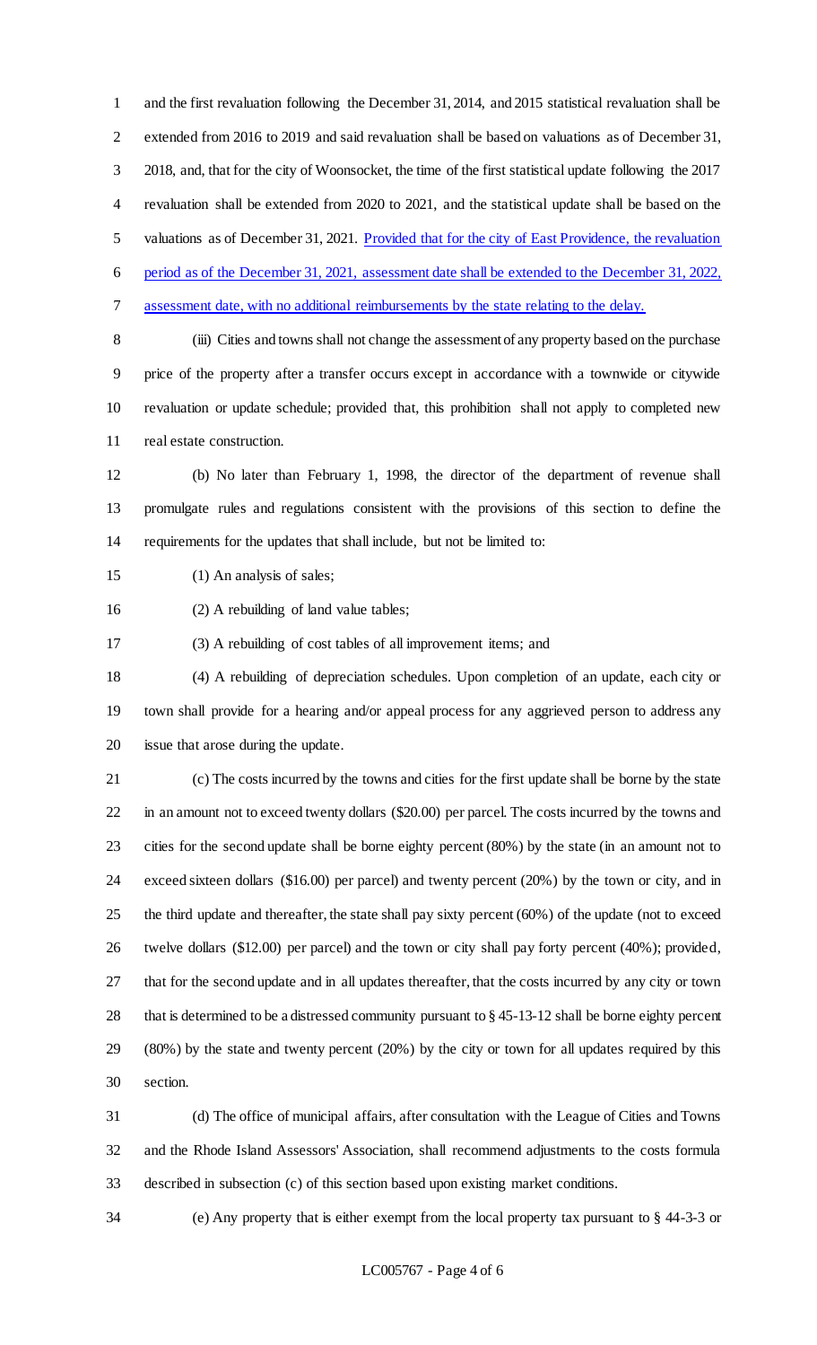and the first revaluation following the December 31, 2014, and 2015 statistical revaluation shall be extended from 2016 to 2019 and said revaluation shall be based on valuations as of December 31, 2018, and, that for the city of Woonsocket, the time of the first statistical update following the 2017 revaluation shall be extended from 2020 to 2021, and the statistical update shall be based on the valuations as of December 31, 2021. Provided that for the city of East Providence, the revaluation period as of the December 31, 2021, assessment date shall be extended to the December 31, 2022, assessment date, with no additional reimbursements by the state relating to the delay.

(iii) Cities and towns shall not change the assessment of any property based on the purchase price of the property after a transfer occurs except in accordance with a townwide or citywide revaluation or update schedule; provided that, this prohibition shall not apply to completed new real estate construction.

(b) No later than February 1, 1998, the director of the department of revenue shall promulgate rules and regulations consistent with the provisions of this section to define the requirements for the updates that shall include, but not be limited to:

(1) An analysis of sales;

(2) A rebuilding of land value tables;

(3) A rebuilding of cost tables of all improvement items; and

(4) A rebuilding of depreciation schedules. Upon completion of an update, each city or town shall provide for a hearing and/or appeal process for any aggrieved person to address any issue that arose during the update.

(c) The costs incurred by the towns and cities for the first update shall be borne by the state in an amount not to exceed twenty dollars ($20.00) per parcel. The costs incurred by the towns and cities for the second update shall be borne eighty percent (80%) by the state (in an amount not to exceed sixteen dollars ($16.00) per parcel) and twenty percent (20%) by the town or city, and in the third update and thereafter, the state shall pay sixty percent (60%) of the update (not to exceed twelve dollars ($12.00) per parcel) and the town or city shall pay forty percent (40%); provided, that for the second update and in all updates thereafter, that the costs incurred by any city or town that is determined to be a distressed community pursuant to § 45-13-12 shall be borne eighty percent (80%) by the state and twenty percent (20%) by the city or town for all updates required by this section.

(d) The office of municipal affairs, after consultation with the League of Cities and Towns and the Rhode Island Assessors' Association, shall recommend adjustments to the costs formula described in subsection (c) of this section based upon existing market conditions.

(e) Any property that is either exempt from the local property tax pursuant to § 44-3-3 or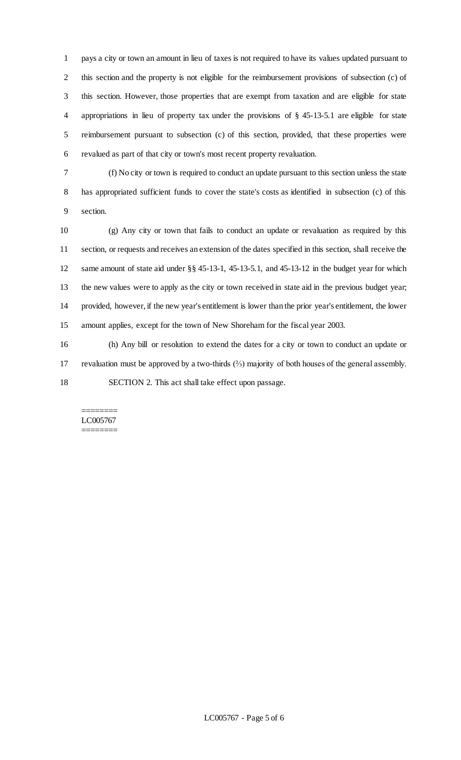pays a city or town an amount in lieu of taxes is not required to have its values updated pursuant to this section and the property is not eligible for the reimbursement provisions of subsection (c) of this section. However, those properties that are exempt from taxation and are eligible for state appropriations in lieu of property tax under the provisions of § 45-13-5.1 are eligible for state reimbursement pursuant to subsection (c) of this section, provided, that these properties were revalued as part of that city or town's most recent property revaluation.

(f) No city or town is required to conduct an update pursuant to this section unless the state has appropriated sufficient funds to cover the state's costs as identified in subsection (c) of this section.

(g) Any city or town that fails to conduct an update or revaluation as required by this section, or requests and receives an extension of the dates specified in this section, shall receive the same amount of state aid under §§ 45-13-1, 45-13-5.1, and 45-13-12 in the budget year for which the new values were to apply as the city or town received in state aid in the previous budget year; provided, however, if the new year's entitlement is lower than the prior year's entitlement, the lower amount applies, except for the town of New Shoreham for the fiscal year 2003.

(h) Any bill or resolution to extend the dates for a city or town to conduct an update or revaluation must be approved by a two-thirds (⅔) majority of both houses of the general assembly.

SECTION 2. This act shall take effect upon passage.

========
LC005767
========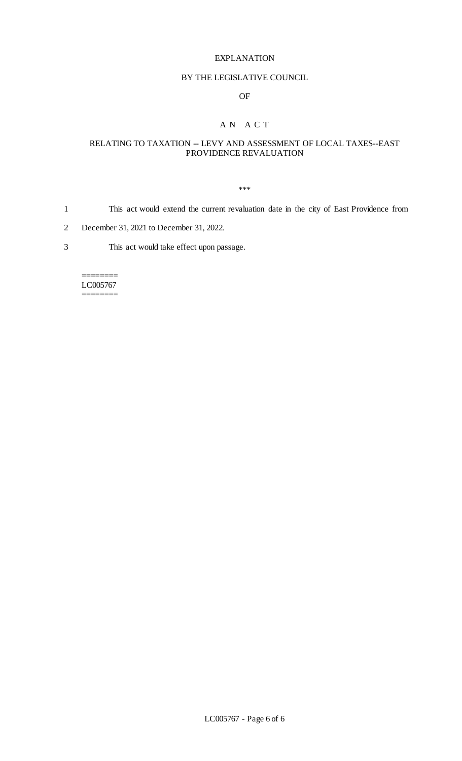EXPLANATION

BY THE LEGISLATIVE COUNCIL

OF

# A N A C T

RELATING TO TAXATION -- LEVY AND ASSESSMENT OF LOCAL TAXES--EAST PROVIDENCE REVALUATION

***

1 This act would extend the current revaluation date in the city of East Providence from

2 December 31, 2021 to December 31, 2022.

3 This act would take effect upon passage.

========
LC005767
========